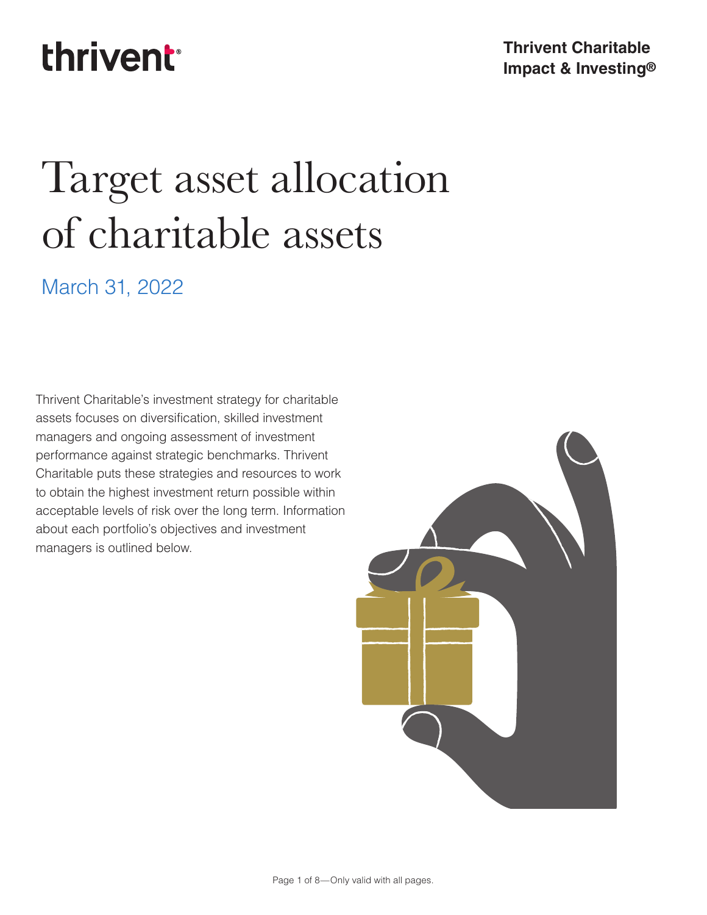thrivent

**Thrivent Charitable Impact & Investing®**

# Target asset allocation of charitable assets

March 31, 2022

Thrivent Charitable's investment strategy for charitable assets focuses on diversification, skilled investment managers and ongoing assessment of investment performance against strategic benchmarks. Thrivent Charitable puts these strategies and resources to work to obtain the highest investment return possible within acceptable levels of risk over the long term. Information about each portfolio's objectives and investment managers is outlined below.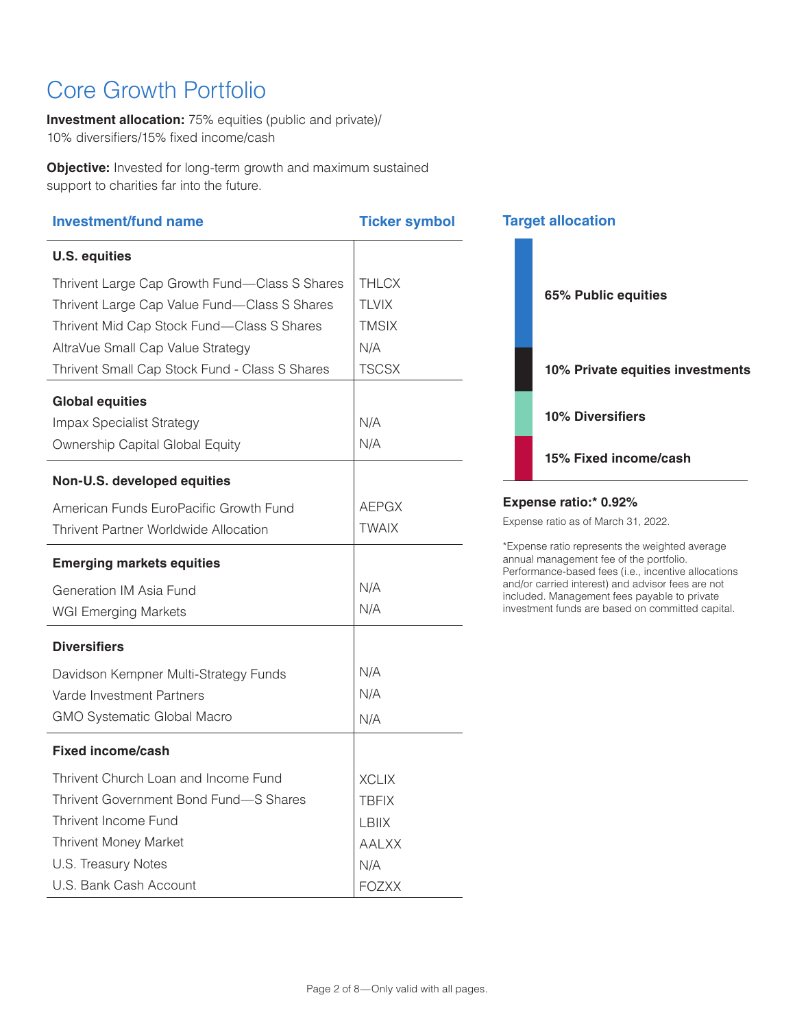# Core Growth Portfolio

**Investment allocation:** 75% equities (public and private)/ 10% diversifiers/15% fixed income/cash

**Objective:** Invested for long-term growth and maximum sustained support to charities far into the future.

| Investment/fund name | Ticker symbol |
|---|---|
| **U.S. equities** | |
| Thrivent Large Cap Growth Fund—Class S Shares | THLCX |
| Thrivent Large Cap Value Fund—Class S Shares | TLVIX |
| Thrivent Mid Cap Stock Fund—Class S Shares | TMSIX |
| AltraVue Small Cap Value Strategy | N/A |
| Thrivent Small Cap Stock Fund - Class S Shares | TSCSX |
| **Global equities** | |
| Impax Specialist Strategy | N/A |
| Ownership Capital Global Equity | N/A |
| **Non-U.S. developed equities** | |
| American Funds EuroPacific Growth Fund | AEPGX |
| Thrivent Partner Worldwide Allocation | TWAIX |
| **Emerging markets equities** | |
| Generation IM Asia Fund | N/A |
| WGI Emerging Markets | N/A |
| **Diversifiers** | |
| Davidson Kempner Multi-Strategy Funds | N/A |
| Varde Investment Partners | N/A |
| GMO Systematic Global Macro | N/A |
| **Fixed income/cash** | |
| Thrivent Church Loan and Income Fund | XCLIX |
| Thrivent Government Bond Fund—S Shares | TBFIX |
| Thrivent Income Fund | LBIIX |
| Thrivent Money Market | AALXX |
| U.S. Treasury Notes | N/A |
| U.S. Bank Cash Account | FOZXX |

## Target allocation

- **65% Public equities**
- **10% Private equities investments**
- **10% Diversifiers**
- **15% Fixed income/cash**

**Expense ratio:* 0.92%**

Expense ratio as of March 31, 2022.

*Expense ratio represents the weighted average annual management fee of the portfolio. Performance-based fees (i.e., incentive allocations and/or carried interest) and advisor fees are not included. Management fees payable to private investment funds are based on committed capital.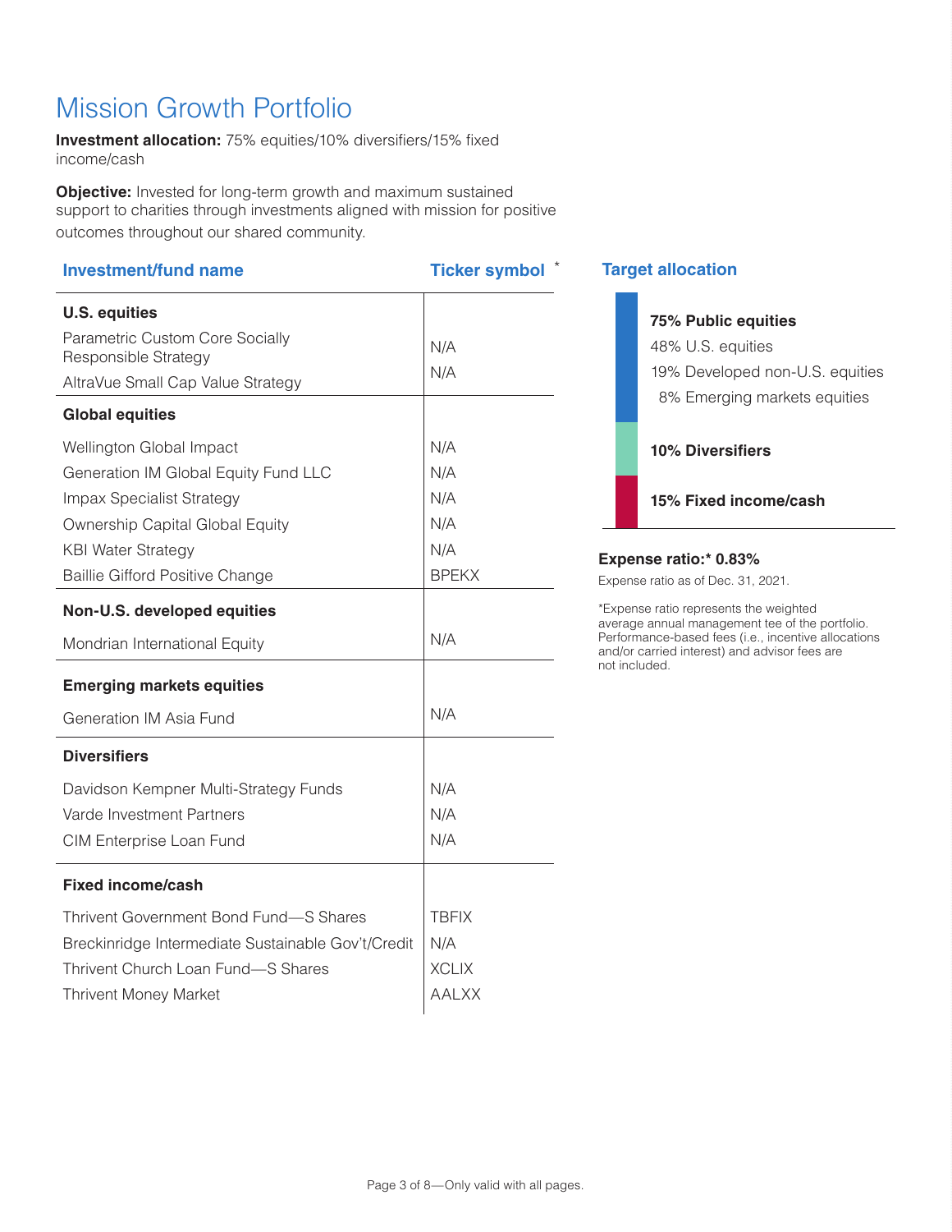# Mission Growth Portfolio

**Investment allocation:** 75% equities/10% diversifiers/15% fixed income/cash

**Objective:** Invested for long-term growth and maximum sustained support to charities through investments aligned with mission for positive outcomes throughout our shared community.

| Investment/fund name | Ticker symbol * |
|---|---|
| **U.S. equities** | |
| Parametric Custom Core Socially Responsible Strategy | N/A |
| AltraVue Small Cap Value Strategy | N/A |
| **Global equities** | |
| Wellington Global Impact | N/A |
| Generation IM Global Equity Fund LLC | N/A |
| Impax Specialist Strategy | N/A |
| Ownership Capital Global Equity | N/A |
| KBI Water Strategy | N/A |
| Baillie Gifford Positive Change | BPEKX |
| **Non-U.S. developed equities** | |
| Mondrian International Equity | N/A |
| **Emerging markets equities** | |
| Generation IM Asia Fund | N/A |
| **Diversifiers** | |
| Davidson Kempner Multi-Strategy Funds | N/A |
| Varde Investment Partners | N/A |
| CIM Enterprise Loan Fund | N/A |
| **Fixed income/cash** | |
| Thrivent Government Bond Fund—S Shares | TBFIX |
| Breckinridge Intermediate Sustainable Gov't/Credit | N/A |
| Thrivent Church Loan Fund—S Shares | XCLIX |
| Thrivent Money Market | AALXX |

## Target allocation

**75% Public equities**
- 48% U.S. equities
- 19% Developed non-U.S. equities
- 8% Emerging markets equities

**10% Diversifiers**

**15% Fixed income/cash**

**Expense ratio:* 0.83%**

Expense ratio as of Dec. 31, 2021.

*Expense ratio represents the weighted average annual management tee of the portfolio. Performance-based fees (i.e., incentive allocations and/or carried interest) and advisor fees are not included.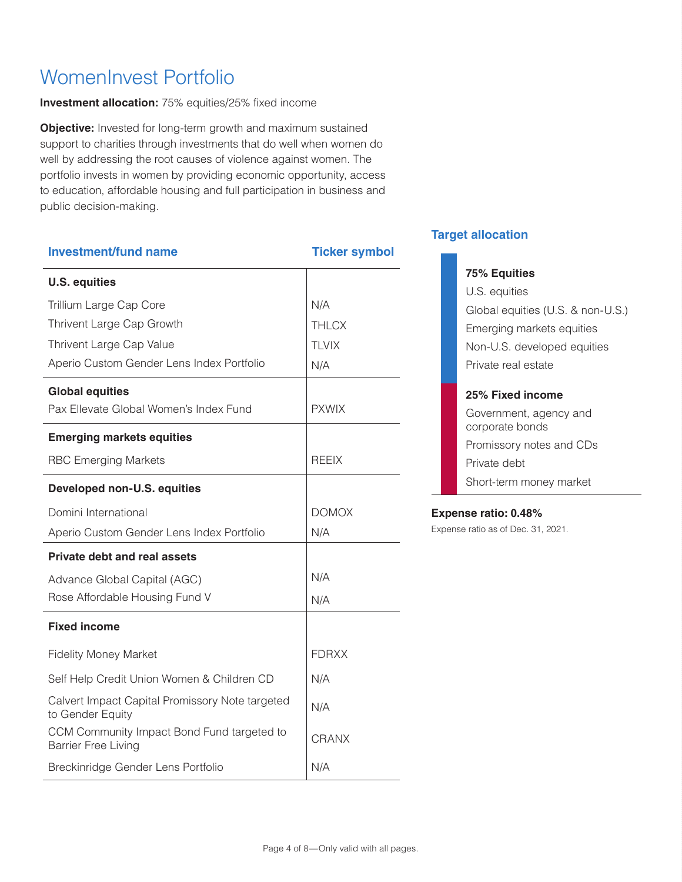# WomenInvest Portfolio

**Investment allocation:** 75% equities/25% fixed income

**Objective:** Invested for long-term growth and maximum sustained support to charities through investments that do well when women do well by addressing the root causes of violence against women. The portfolio invests in women by providing economic opportunity, access to education, affordable housing and full participation in business and public decision-making.

| Investment/fund name | Ticker symbol |
|---|---|
| **U.S. equities** | |
| Trillium Large Cap Core | N/A |
| Thrivent Large Cap Growth | THLCX |
| Thrivent Large Cap Value | TLVIX |
| Aperio Custom Gender Lens Index Portfolio | N/A |
| **Global equities** | |
| Pax Ellevate Global Women's Index Fund | PXWIX |
| **Emerging markets equities** | |
| RBC Emerging Markets | REEIX |
| **Developed non-U.S. equities** | |
| Domini International | DOMOX |
| Aperio Custom Gender Lens Index Portfolio | N/A |
| **Private debt and real assets** | |
| Advance Global Capital (AGC) | N/A |
| Rose Affordable Housing Fund V | N/A |
| **Fixed income** | |
| Fidelity Money Market | FDRXX |
| Self Help Credit Union Women & Children CD | N/A |
| Calvert Impact Capital Promissory Note targeted to Gender Equity | N/A |
| CCM Community Impact Bond Fund targeted to Barrier Free Living | CRANX |
| Breckinridge Gender Lens Portfolio | N/A |

## Target allocation

**75% Equities**
- U.S. equities
- Global equities (U.S. & non-U.S.)
- Emerging markets equities
- Non-U.S. developed equities
- Private real estate

**25% Fixed income**
- Government, agency and corporate bonds
- Promissory notes and CDs
- Private debt
- Short-term money market

**Expense ratio: 0.48%**

Expense ratio as of Dec. 31, 2021.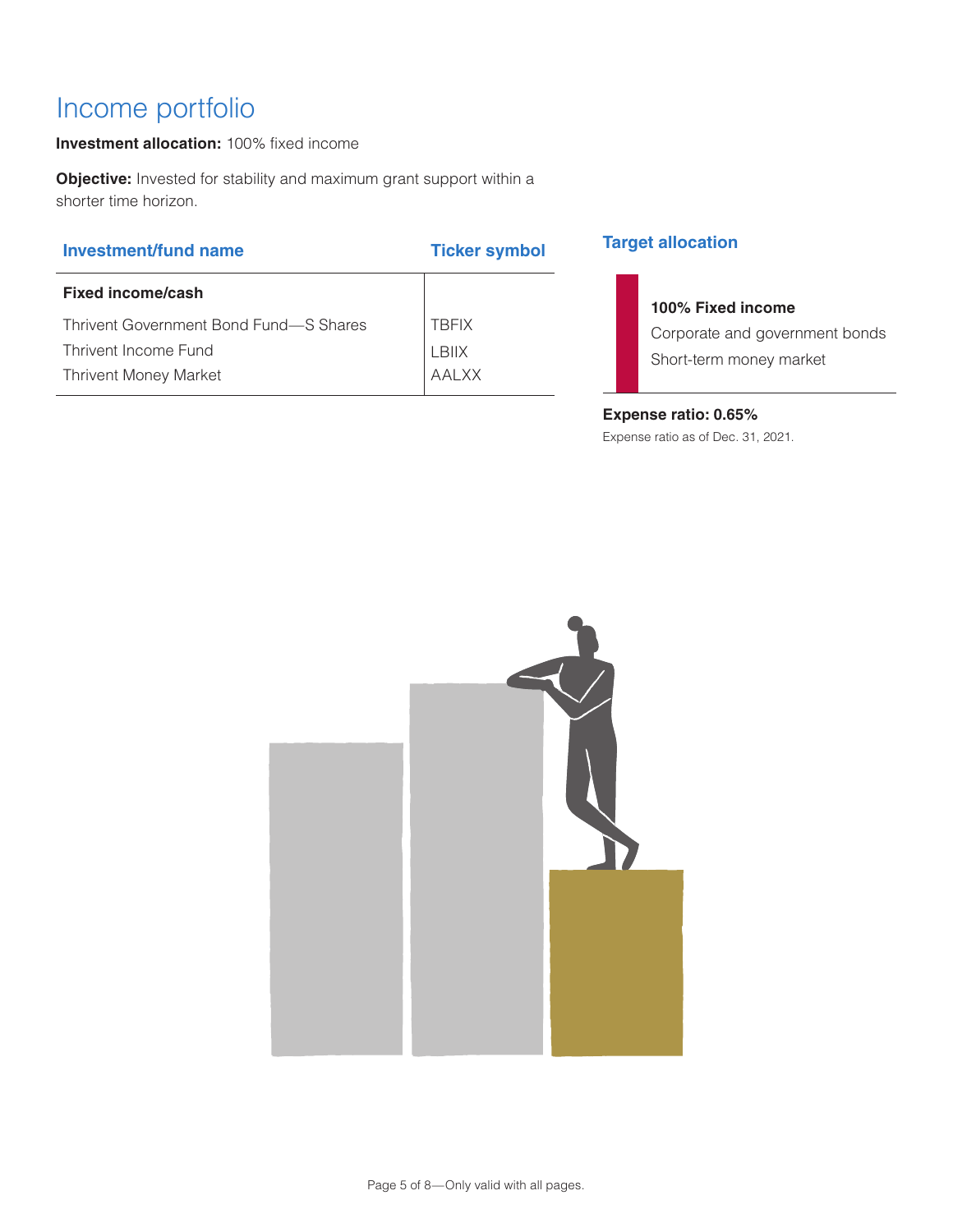# Income portfolio

**Investment allocation:** 100% fixed income

**Objective:** Invested for stability and maximum grant support within a shorter time horizon.

| Investment/fund name | Ticker symbol |
|---|---|
| **Fixed income/cash** | |
| Thrivent Government Bond Fund—S Shares | TBFIX |
| Thrivent Income Fund | LBIIX |
| Thrivent Money Market | AALXX |

### Target allocation

**100% Fixed income**
Corporate and government bonds
Short-term money market

**Expense ratio: 0.65%**

Expense ratio as of Dec. 31, 2021.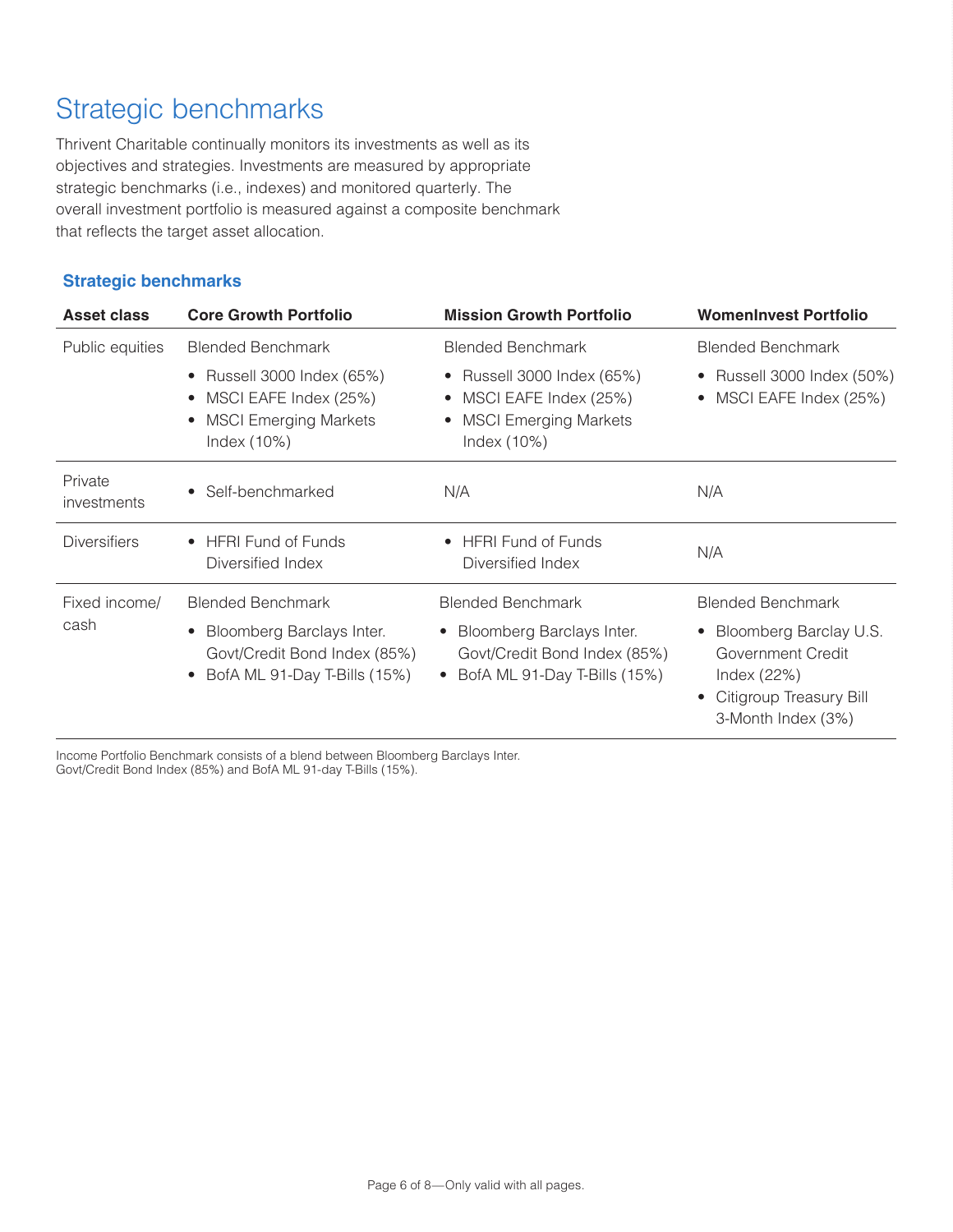# Strategic benchmarks

Thrivent Charitable continually monitors its investments as well as its objectives and strategies. Investments are measured by appropriate strategic benchmarks (i.e., indexes) and monitored quarterly. The overall investment portfolio is measured against a composite benchmark that reflects the target asset allocation.

### Strategic benchmarks

| Asset class | Core Growth Portfolio | Mission Growth Portfolio | WomenInvest Portfolio |
|---|---|---|---|
| Public equities | Blended Benchmark<br>• Russell 3000 Index (65%)<br>• MSCI EAFE Index (25%)<br>• MSCI Emerging Markets Index (10%) | Blended Benchmark<br>• Russell 3000 Index (65%)<br>• MSCI EAFE Index (25%)<br>• MSCI Emerging Markets Index (10%) | Blended Benchmark<br>• Russell 3000 Index (50%)<br>• MSCI EAFE Index (25%) |
| Private investments | • Self-benchmarked | N/A | N/A |
| Diversifiers | • HFRI Fund of Funds Diversified Index | • HFRI Fund of Funds Diversified Index | N/A |
| Fixed income/ cash | Blended Benchmark<br>• Bloomberg Barclays Inter. Govt/Credit Bond Index (85%)<br>• BofA ML 91-Day T-Bills (15%) | Blended Benchmark<br>• Bloomberg Barclays Inter. Govt/Credit Bond Index (85%)<br>• BofA ML 91-Day T-Bills (15%) | Blended Benchmark<br>• Bloomberg Barclay U.S. Government Credit Index (22%)<br>• Citigroup Treasury Bill 3-Month Index (3%) |

Income Portfolio Benchmark consists of a blend between Bloomberg Barclays Inter. Govt/Credit Bond Index (85%) and BofA ML 91-day T-Bills (15%).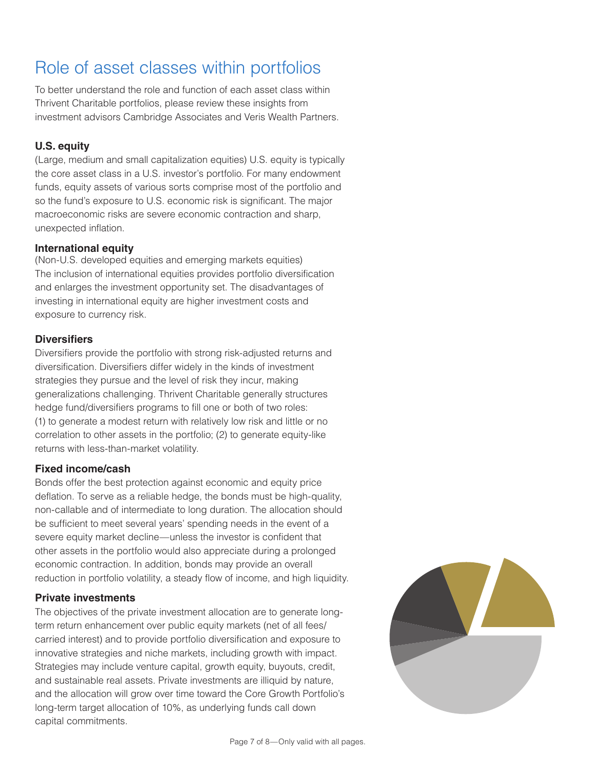# Role of asset classes within portfolios

To better understand the role and function of each asset class within Thrivent Charitable portfolios, please review these insights from investment advisors Cambridge Associates and Veris Wealth Partners.

**U.S. equity**

(Large, medium and small capitalization equities) U.S. equity is typically the core asset class in a U.S. investor's portfolio. For many endowment funds, equity assets of various sorts comprise most of the portfolio and so the fund's exposure to U.S. economic risk is significant. The major macroeconomic risks are severe economic contraction and sharp, unexpected inflation.

**International equity**

(Non-U.S. developed equities and emerging markets equities) The inclusion of international equities provides portfolio diversification and enlarges the investment opportunity set. The disadvantages of investing in international equity are higher investment costs and exposure to currency risk.

**Diversifiers**

Diversifiers provide the portfolio with strong risk-adjusted returns and diversification. Diversifiers differ widely in the kinds of investment strategies they pursue and the level of risk they incur, making generalizations challenging. Thrivent Charitable generally structures hedge fund/diversifiers programs to fill one or both of two roles: (1) to generate a modest return with relatively low risk and little or no correlation to other assets in the portfolio; (2) to generate equity-like returns with less-than-market volatility.

**Fixed income/cash**

Bonds offer the best protection against economic and equity price deflation. To serve as a reliable hedge, the bonds must be high-quality, non-callable and of intermediate to long duration. The allocation should be sufficient to meet several years' spending needs in the event of a severe equity market decline—unless the investor is confident that other assets in the portfolio would also appreciate during a prolonged economic contraction. In addition, bonds may provide an overall reduction in portfolio volatility, a steady flow of income, and high liquidity.

**Private investments**

The objectives of the private investment allocation are to generate long-term return enhancement over public equity markets (net of all fees/carried interest) and to provide portfolio diversification and exposure to innovative strategies and niche markets, including growth with impact. Strategies may include venture capital, growth equity, buyouts, credit, and sustainable real assets. Private investments are illiquid by nature, and the allocation will grow over time toward the Core Growth Portfolio's long-term target allocation of 10%, as underlying funds call down capital commitments.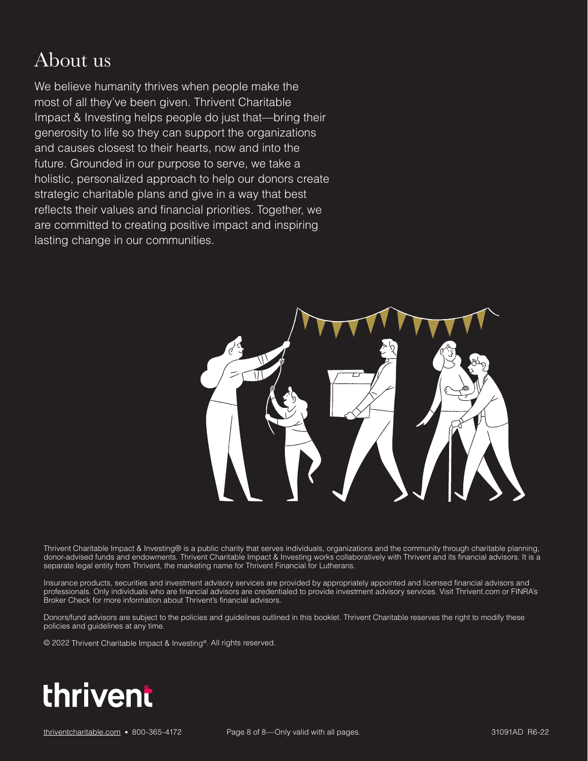# About us

We believe humanity thrives when people make the most of all they've been given. Thrivent Charitable Impact & Investing helps people do just that—bring their generosity to life so they can support the organizations and causes closest to their hearts, now and into the future. Grounded in our purpose to serve, we take a holistic, personalized approach to help our donors create strategic charitable plans and give in a way that best reflects their values and financial priorities. Together, we are committed to creating positive impact and inspiring lasting change in our communities.

Thrivent Charitable Impact & Investing® is a public charity that serves individuals, organizations and the community through charitable planning, donor-advised funds and endowments. Thrivent Charitable Impact & Investing works collaboratively with Thrivent and its financial advisors. It is a separate legal entity from Thrivent, the marketing name for Thrivent Financial for Lutherans.

Insurance products, securities and investment advisory services are provided by appropriately appointed and licensed financial advisors and professionals. Only individuals who are financial advisors are credentialed to provide investment advisory services. Visit Thrivent.com or FINRA's Broker Check for more information about Thrivent's financial advisors.

Donors/fund advisors are subject to the policies and guidelines outlined in this booklet. Thrivent Charitable reserves the right to modify these policies and guidelines at any time.

© 2022 Thrivent Charitable Impact & Investing®. All rights reserved.

thrivent

thriventcharitable.com • 800-365-4172

Page 8 of 8—Only valid with all pages.

31091AD R6-22